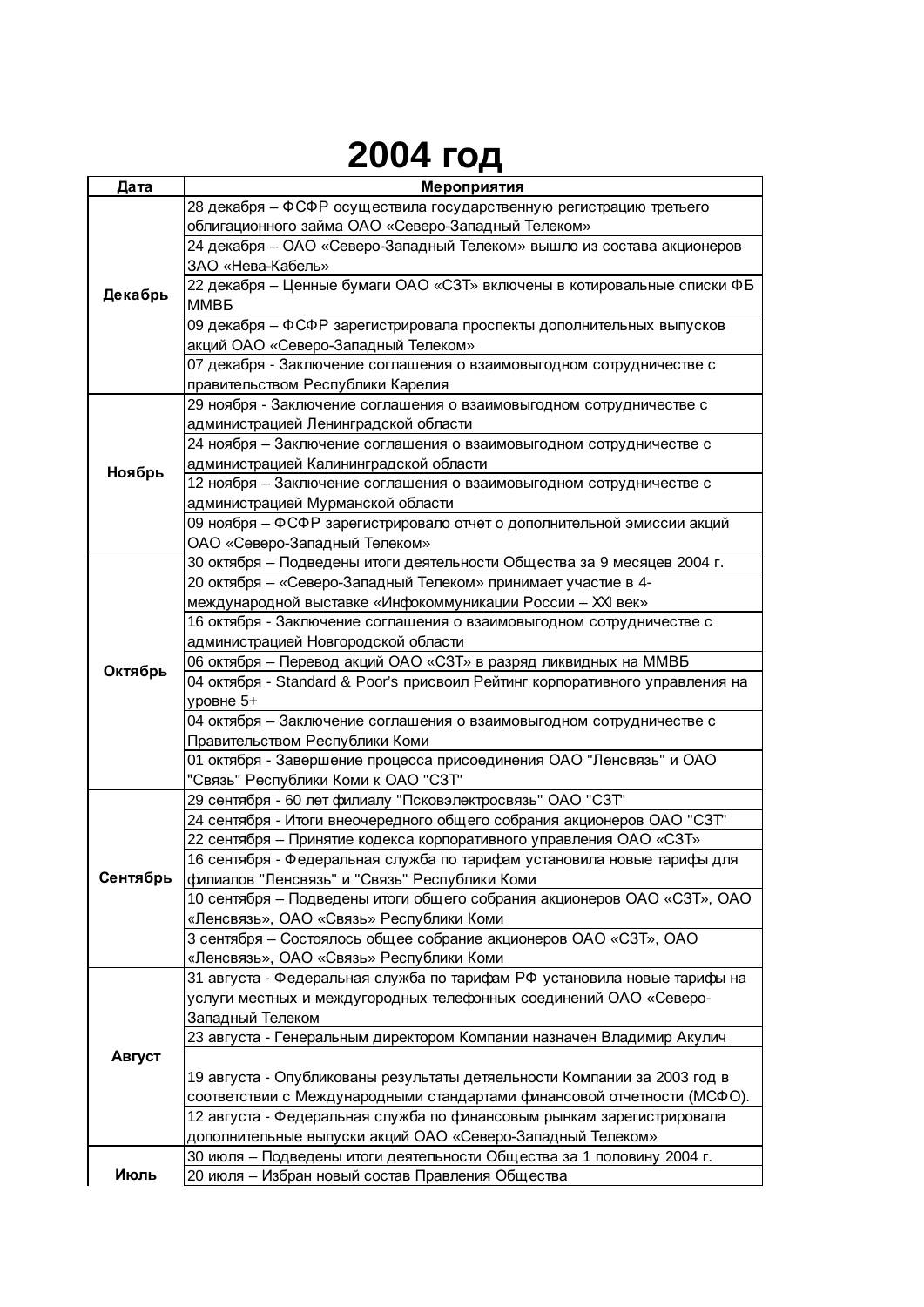# 2004 год

| Дата | Мероприятия |
|---|---|
| Декабрь | 28 декабря – ФСФР осуществила государственную регистрацию третьего облигационного займа ОАО «Северо-Западный Телеком» |
| | 24 декабря – ОАО «Северо-Западный Телеком» вышло из состава акционеров ЗАО «Нева-Кабель» |
| | 22 декабря – Ценные бумаги ОАО «СЗТ» включены в котировальные списки ФБ ММВБ |
| | 09 декабря – ФСФР зарегистрировала проспекты дополнительных выпусков акций ОАО «Северо-Западный Телеком» |
| | 07 декабря - Заключение соглашения о взаимовыгодном сотрудничестве с правительством Республики Карелия |
| Ноябрь | 29 ноября - Заключение соглашения о взаимовыгодном сотрудничестве с администрацией Ленинградской области |
| | 24 ноября – Заключение соглашения о взаимовыгодном сотрудничестве с администрацией Калининградской области |
| | 12 ноября – Заключение соглашения о взаимовыгодном сотрудничестве с администрацией Мурманской области |
| | 09 ноября – ФСФР зарегистрировало отчет о дополнительной эмиссии акций ОАО «Северо-Западный Телеком» |
| Октябрь | 30 октября – Подведены итоги деятельности Общества за 9 месяцев 2004 г. |
| | 20 октября – «Северо-Западный Телеком» принимает участие в 4-международной выставке «Инфокоммуникации России – XXI век» |
| | 16 октября - Заключение соглашения о взаимовыгодном сотрудничестве с администрацией Новгородской области |
| | 06 октября – Перевод акций ОАО «СЗТ» в разряд ликвидных на ММВБ |
| | 04 октября - Standard & Poor's присвоил Рейтинг корпоративного управления на уровне 5+ |
| | 04 октября – Заключение соглашения о взаимовыгодном сотрудничестве с Правительством Республики Коми |
| | 01 октября - Завершение процесса присоединения ОАО "Ленсвязь" и ОАО "Связь" Республики Коми к ОАО "СЗТ" |
| Сентябрь | 29 сентября - 60 лет филиалу "Псковэлектросвязь" ОАО "СЗТ" |
| | 24 сентября - Итоги внеочередного общего собрания акционеров ОАО "СЗТ" |
| | 22 сентября – Принятие кодекса корпоративного управления ОАО «СЗТ» |
| | 16 сентября - Федеральная служба по тарифам установила новые тарифы для филиалов "Ленсвязь" и "Связь" Республики Коми |
| | 10 сентября – Подведены итоги общего собрания акционеров ОАО «СЗТ», ОАО «Ленсвязь», ОАО «Связь» Республики Коми |
| | 3 сентября – Состоялось общее собрание акционеров ОАО «СЗТ», ОАО «Ленсвязь», ОАО «Связь» Республики Коми |
| Август | 31 августа - Федеральная служба по тарифам РФ установила новые тарифы на услуги местных и междугородных телефонных соединений ОАО «Северо-Западный Телеком |
| | 23 августа - Генеральным директором Компании назначен Владимир Акулич |
| | 19 августа - Опубликованы результаты детяельности Компании за 2003 год в соответствии с Международными стандартами финансовой отчетности (МСФО). |
| | 12 августа - Федеральная служба по финансовым рынкам зарегистрировала дополнительные выпуски акций ОАО «Северо-Западный Телеком» |
| Июль | 30 июля – Подведены итоги деятельности Общества за 1 половину 2004 г. |
| | 20 июля – Избран новый состав Правления Общества |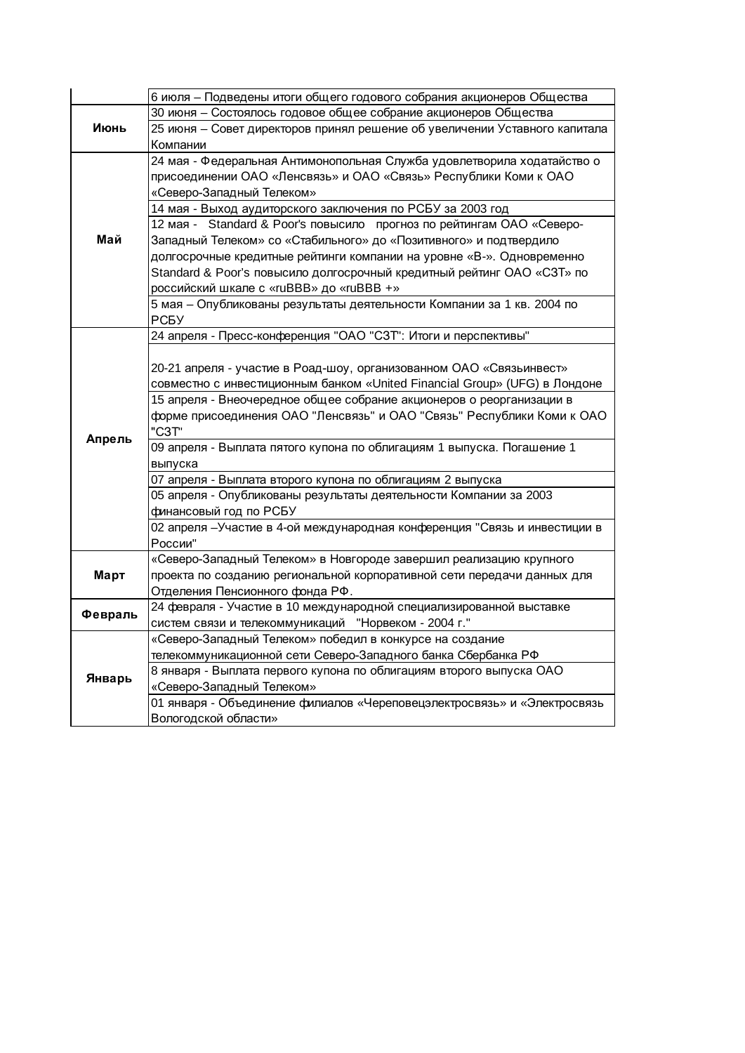| | |
|---|---|
| | 6 июля – Подведены итоги общего годового собрания акционеров Общества |
| **Июнь** | 30 июня – Состоялось годовое общее собрание акционеров Общества |
| | 25 июня – Совет директоров принял решение об увеличении Уставного капитала Компании |
| **Май** | 24 мая - Федеральная Антимонопольная Служба удовлетворила ходатайство о присоединении ОАО «Ленсвязь» и ОАО «Связь» Республики Коми к ОАО «Северо-Западный Телеком» |
| | 14 мая - Выход аудиторского заключения по РСБУ за 2003 год |
| | 12 мая - Standard & Poor's повысило прогноз по рейтингам ОАО «Северо-Западный Телеком» со «Стабильного» до «Позитивного» и подтвердило долгосрочные кредитные рейтинги компании на уровне «В-». Одновременно Standard & Poor's повысило долгосрочный кредитный рейтинг ОАО «СЗТ» по российской шкале с «ruBBB» до «ruBBB +» |
| | 5 мая – Опубликованы результаты деятельности Компании за 1 кв. 2004 по РСБУ |
| **Апрель** | 24 апреля - Пресс-конференция "ОАО "СЗТ": Итоги и перспективы" |
| | 20-21 апреля - участие в Роад-шоу, организованном ОАО «Связьинвест» совместно с инвестиционным банком «United Financial Group» (UFG) в Лондоне |
| | 15 апреля - Внеочередное общее собрание акционеров о реорганизации в форме присоединения ОАО "Ленсвязь" и ОАО "Связь" Республики Коми к ОАО "СЗТ" |
| | 09 апреля - Выплата пятого купона по облигациям 1 выпуска. Погашение 1 выпуска |
| | 07 апреля - Выплата второго купона по облигациям 2 выпуска |
| | 05 апреля - Опубликованы результаты деятельности Компании за 2003 финансовый год по РСБУ |
| | 02 апреля –Участие в 4-ой международная конференция "Связь и инвестиции в России" |
| **Март** | «Северо-Западный Телеком» в Новгороде завершил реализацию крупного проекта по созданию региональной корпоративной сети передачи данных для Отделения Пенсионного фонда РФ. |
| **Февраль** | 24 февраля - Участие в 10 международной специализированной выставке систем связи и телекоммуникаций "Норвеком - 2004 г." |
| **Январь** | «Северо-Западный Телеком» победил в конкурсе на создание телекоммуникационной сети Северо-Западного банка Сбербанка РФ |
| | 8 января - Выплата первого купона по облигациям второго выпуска ОАО «Северо-Западный Телеком» |
| | 01 января - Объединение филиалов «Череповецэлектросвязь» и «Электросвязь Вологодской области» |